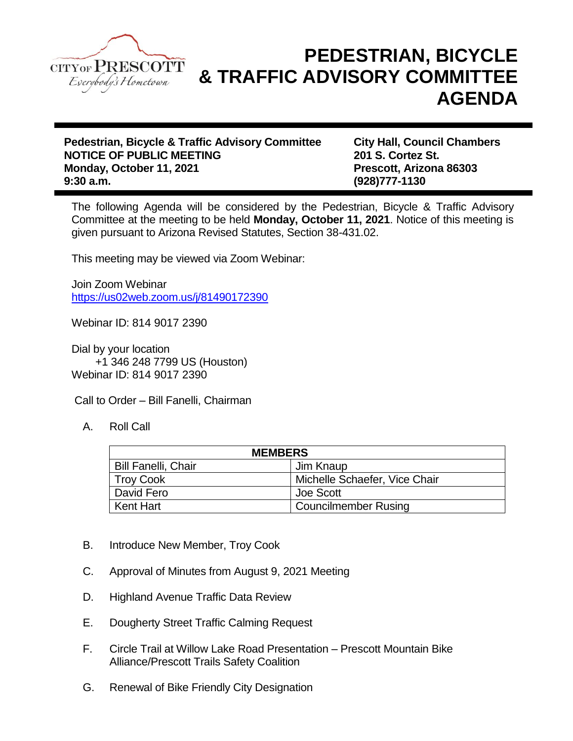CITY OF PRESCOTT
*Everybody's Hometown*

# PEDESTRIAN, BICYCLE & TRAFFIC ADVISORY COMMITTEE AGENDA

**Pedestrian, Bicycle & Traffic Advisory Committee**
**NOTICE OF PUBLIC MEETING**
**Monday, October 11, 2021**
**9:30 a.m.**

**City Hall, Council Chambers**
**201 S. Cortez St.**
**Prescott, Arizona 86303**
**(928)777-1130**

The following Agenda will be considered by the Pedestrian, Bicycle & Traffic Advisory Committee at the meeting to be held **Monday, October 11, 2021**. Notice of this meeting is given pursuant to Arizona Revised Statutes, Section 38-431.02.

This meeting may be viewed via Zoom Webinar:

Join Zoom Webinar
https://us02web.zoom.us/j/81490172390

Webinar ID: 814 9017 2390

Dial by your location
+1 346 248 7799 US (Houston)
Webinar ID: 814 9017 2390

Call to Order – Bill Fanelli, Chairman

A. Roll Call

| MEMBERS | |
|---|---|
| Bill Fanelli, Chair | Jim Knaup |
| Troy Cook | Michelle Schaefer, Vice Chair |
| David Fero | Joe Scott |
| Kent Hart | Councilmember Rusing |

B. Introduce New Member, Troy Cook

C. Approval of Minutes from August 9, 2021 Meeting

D. Highland Avenue Traffic Data Review

E. Dougherty Street Traffic Calming Request

F. Circle Trail at Willow Lake Road Presentation – Prescott Mountain Bike Alliance/Prescott Trails Safety Coalition

G. Renewal of Bike Friendly City Designation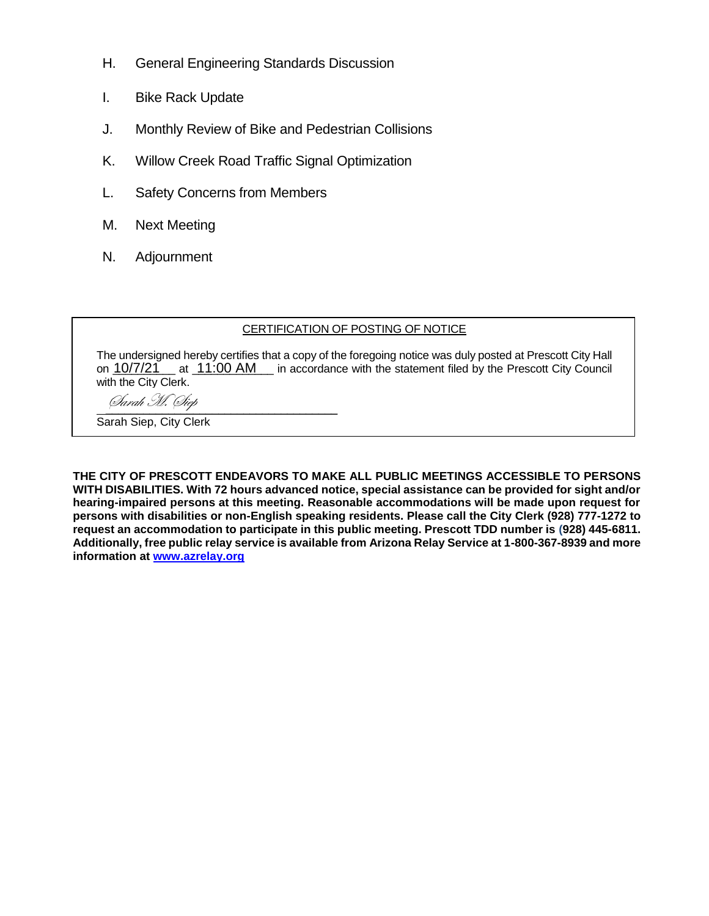H. General Engineering Standards Discussion

I. Bike Rack Update

J. Monthly Review of Bike and Pedestrian Collisions

K. Willow Creek Road Traffic Signal Optimization

L. Safety Concerns from Members

M. Next Meeting

N. Adjournment

CERTIFICATION OF POSTING OF NOTICE

The undersigned hereby certifies that a copy of the foregoing notice was duly posted at Prescott City Hall on 10/7/21 at 11:00 AM in accordance with the statement filed by the Prescott City Council with the City Clerk.

*Sarah M. Siep*

Sarah Siep, City Clerk

**THE CITY OF PRESCOTT ENDEAVORS TO MAKE ALL PUBLIC MEETINGS ACCESSIBLE TO PERSONS WITH DISABILITIES. With 72 hours advanced notice, special assistance can be provided for sight and/or hearing-impaired persons at this meeting. Reasonable accommodations will be made upon request for persons with disabilities or non-English speaking residents. Please call the City Clerk (928) 777-1272 to request an accommodation to participate in this public meeting. Prescott TDD number is (928) 445-6811. Additionally, free public relay service is available from Arizona Relay Service at 1-800-367-8939 and more information at [www.azrelay.org](http://www.azrelay.org)**